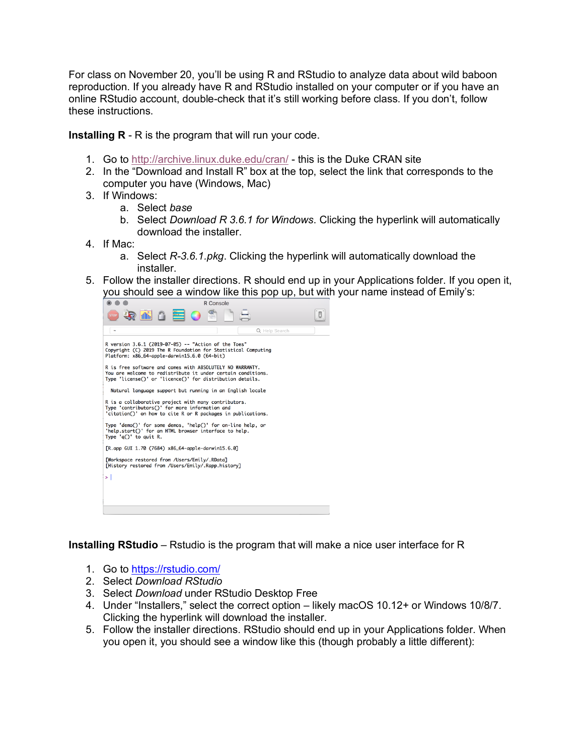For class on November 20, you'll be using R and RStudio to analyze data about wild baboon reproduction. If you already have R and RStudio installed on your computer or if you have an online RStudio account, double-check that it's still working before class. If you don't, follow these instructions.

**Installing R** - R is the program that will run your code.

1. Go to http://archive.linux.duke.edu/cran/ - this is the Duke CRAN site
2. In the "Download and Install R" box at the top, select the link that corresponds to the computer you have (Windows, Mac)
3. If Windows:
    a. Select *base*
    b. Select *Download R 3.6.1 for Windows*. Clicking the hyperlink will automatically download the installer.
4. If Mac:
    a. Select *R-3.6.1.pkg*. Clicking the hyperlink will automatically download the installer.
5. Follow the installer directions. R should end up in your Applications folder. If you open it, you should see a window like this pop up, but with your name instead of Emily's:

```
R version 3.6.1 (2019-07-05) -- "Action of the Toes"
Copyright (C) 2019 The R Foundation for Statistical Computing
Platform: x86_64-apple-darwin15.6.0 (64-bit)

R is free software and comes with ABSOLUTELY NO WARRANTY.
You are welcome to redistribute it under certain conditions.
Type 'license()' or 'licence()' for distribution details.

  Natural language support but running in an English locale

R is a collaborative project with many contributors.
Type 'contributors()' for more information and
'citation()' on how to cite R or R packages in publications.

Type 'demo()' for some demos, 'help()' for on-line help, or
'help.start()' for an HTML browser interface to help.
Type 'q()' to quit R.

[R.app GUI 1.70 (7684) x86_64-apple-darwin15.6.0]

[Workspace restored from /Users/Emily/.RData]
[History restored from /Users/Emily/.Rapp.history]

> |
```

**Installing RStudio** – Rstudio is the program that will make a nice user interface for R

1. Go to https://rstudio.com/
2. Select *Download RStudio*
3. Select *Download* under RStudio Desktop Free
4. Under "Installers," select the correct option – likely macOS 10.12+ or Windows 10/8/7. Clicking the hyperlink will download the installer.
5. Follow the installer directions. RStudio should end up in your Applications folder. When you open it, you should see a window like this (though probably a little different):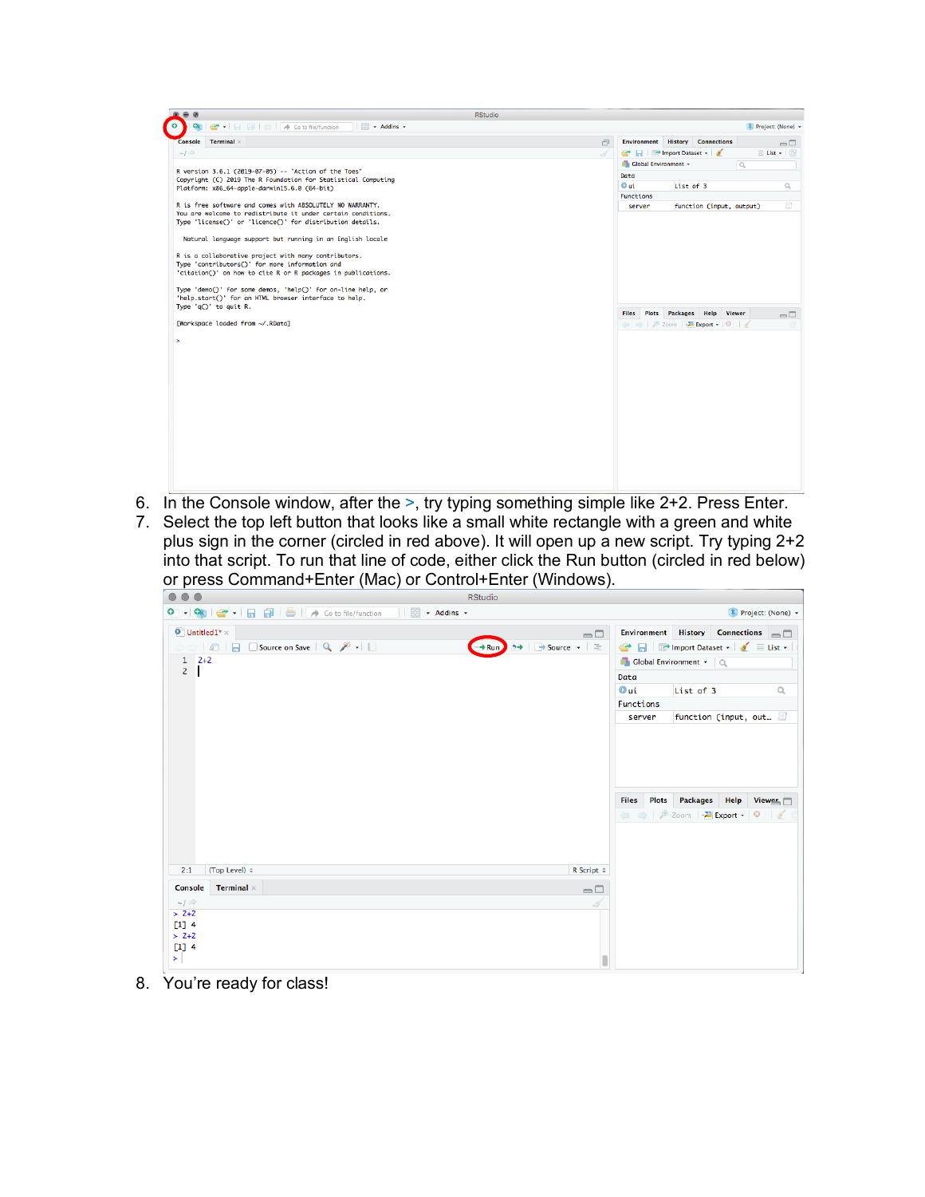6. In the Console window, after the >, try typing something simple like 2+2. Press Enter.
7. Select the top left button that looks like a small white rectangle with a green and white plus sign in the corner (circled in red above). It will open up a new script. Try typing 2+2 into that script. To run that line of code, either click the Run button (circled in red below) or press Command+Enter (Mac) or Control+Enter (Windows).
8. You're ready for class!